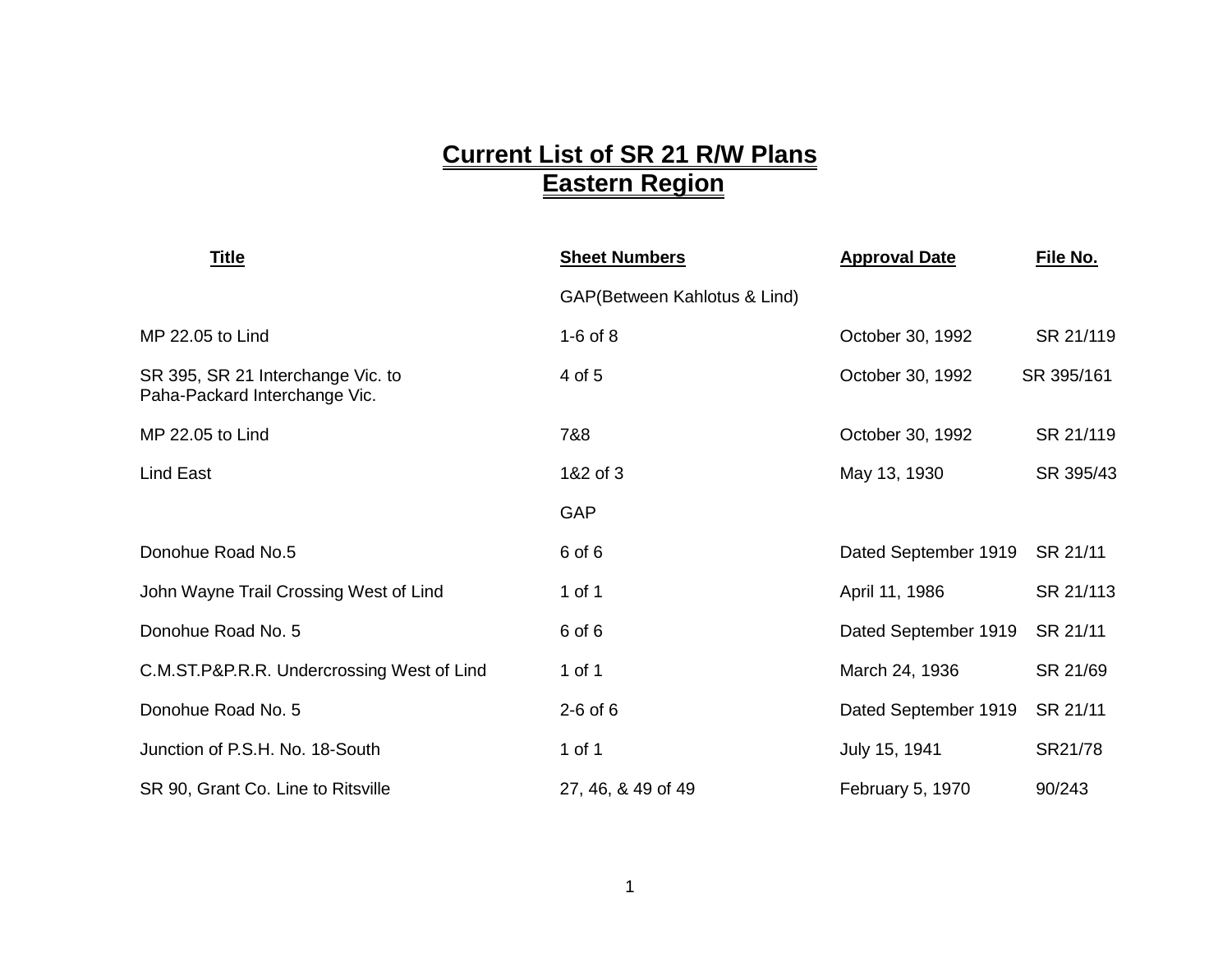# Current List of SR 21 R/W Plans
## Eastern Region

| Title | Sheet Numbers | Approval Date | File No. |
|---|---|---|---|
| | GAP(Between Kahlotus & Lind) | | |
| MP 22.05 to Lind | 1-6 of 8 | October 30, 1992 | SR 21/119 |
| SR 395, SR 21 Interchange Vic. to Paha-Packard Interchange Vic. | 4 of 5 | October 30, 1992 | SR 395/161 |
| MP 22.05 to Lind | 7&8 | October 30, 1992 | SR 21/119 |
| Lind East | 1&2 of 3 | May 13, 1930 | SR 395/43 |
| | GAP | | |
| Donohue Road No.5 | 6 of 6 | Dated September 1919 | SR 21/11 |
| John Wayne Trail Crossing West of Lind | 1 of 1 | April 11, 1986 | SR 21/113 |
| Donohue Road No. 5 | 6 of 6 | Dated September 1919 | SR 21/11 |
| C.M.ST.P&P.R.R. Undercrossing West of Lind | 1 of 1 | March 24, 1936 | SR 21/69 |
| Donohue Road No. 5 | 2-6 of 6 | Dated September 1919 | SR 21/11 |
| Junction of P.S.H. No. 18-South | 1 of 1 | July 15, 1941 | SR21/78 |
| SR 90, Grant Co. Line to Ritsville | 27, 46, & 49 of 49 | February 5, 1970 | 90/243 |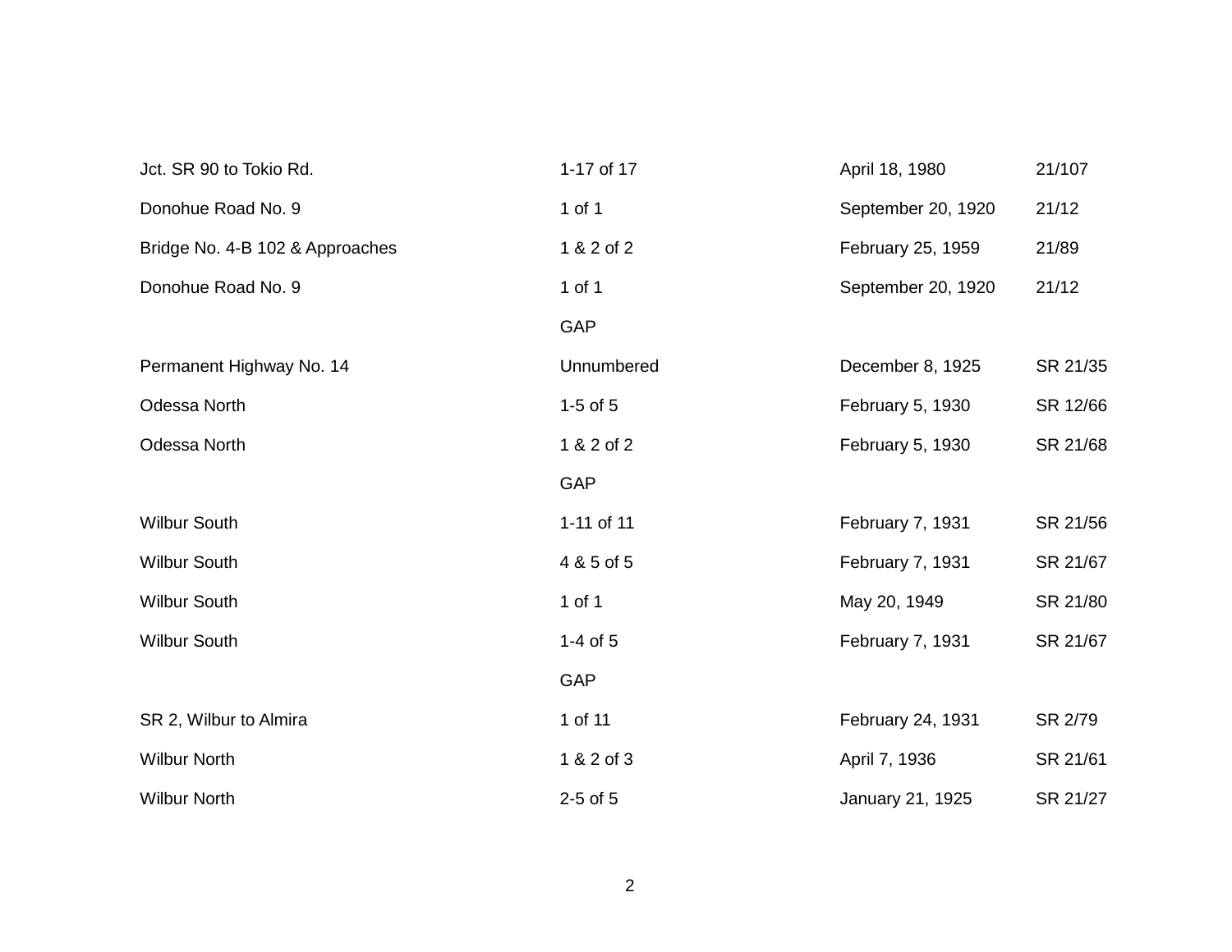| | | | |
|---|---|---|---|
| Jct. SR 90 to Tokio Rd. | 1-17 of 17 | April 18, 1980 | 21/107 |
| Donohue Road No. 9 | 1 of 1 | September 20, 1920 | 21/12 |
| Bridge No. 4-B 102 & Approaches | 1 & 2 of 2 | February 25, 1959 | 21/89 |
| Donohue Road No. 9 | 1 of 1 | September 20, 1920 | 21/12 |
| | GAP | | |
| Permanent Highway No. 14 | Unnumbered | December 8, 1925 | SR 21/35 |
| Odessa North | 1-5 of 5 | February 5, 1930 | SR 12/66 |
| Odessa North | 1 & 2 of 2 | February 5, 1930 | SR 21/68 |
| | GAP | | |
| Wilbur South | 1-11 of 11 | February 7, 1931 | SR 21/56 |
| Wilbur South | 4 & 5 of 5 | February 7, 1931 | SR 21/67 |
| Wilbur South | 1 of 1 | May 20, 1949 | SR 21/80 |
| Wilbur South | 1-4 of 5 | February 7, 1931 | SR 21/67 |
| | GAP | | |
| SR 2, Wilbur to Almira | 1 of 11 | February 24, 1931 | SR 2/79 |
| Wilbur North | 1 & 2 of 3 | April 7, 1936 | SR 21/61 |
| Wilbur North | 2-5 of 5 | January 21, 1925 | SR 21/27 |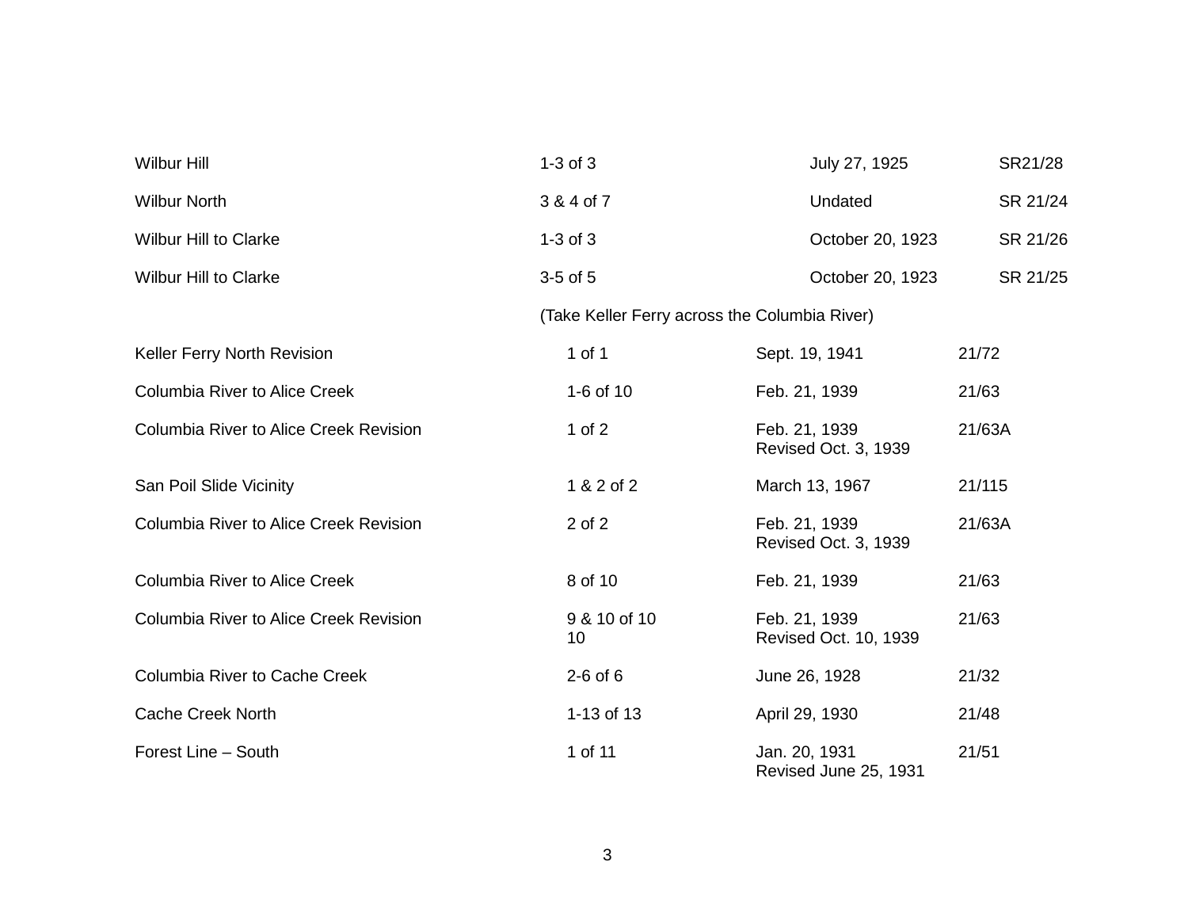| | | | |
|---|---|---|---|
| Wilbur Hill | 1-3 of 3 | July 27, 1925 | SR21/28 |
| Wilbur North | 3 & 4 of 7 | Undated | SR 21/24 |
| Wilbur Hill to Clarke | 1-3 of 3 | October 20, 1923 | SR 21/26 |
| Wilbur Hill to Clarke | 3-5 of 5 | October 20, 1923 | SR 21/25 |
| | (Take Keller Ferry across the Columbia River) | | |
| Keller Ferry North Revision | 1 of 1 | Sept. 19, 1941 | 21/72 |
| Columbia River to Alice Creek | 1-6 of 10 | Feb. 21, 1939 | 21/63 |
| Columbia River to Alice Creek Revision | 1 of 2 | Feb. 21, 1939<br>Revised Oct. 3, 1939 | 21/63A |
| San Poil Slide Vicinity | 1 & 2 of 2 | March 13, 1967 | 21/115 |
| Columbia River to Alice Creek Revision | 2 of 2 | Feb. 21, 1939<br>Revised Oct. 3, 1939 | 21/63A |
| Columbia River to Alice Creek | 8 of 10 | Feb. 21, 1939 | 21/63 |
| Columbia River to Alice Creek Revision | 9 & 10 of 10<br>10 | Feb. 21, 1939<br>Revised Oct. 10, 1939 | 21/63 |
| Columbia River to Cache Creek | 2-6 of 6 | June 26, 1928 | 21/32 |
| Cache Creek North | 1-13 of 13 | April 29, 1930 | 21/48 |
| Forest Line – South | 1 of 11 | Jan. 20, 1931<br>Revised June 25, 1931 | 21/51 |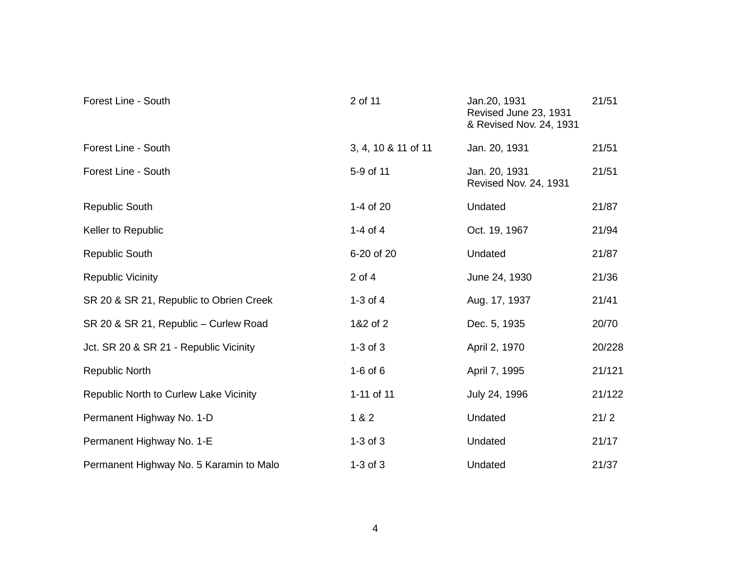| | | | |
|---|---|---|---|
| Forest Line - South | 2 of 11 | Jan.20, 1931<br>Revised June 23, 1931<br>& Revised Nov. 24, 1931 | 21/51 |
| Forest Line - South | 3, 4, 10 & 11 of 11 | Jan. 20, 1931 | 21/51 |
| Forest Line - South | 5-9 of 11 | Jan. 20, 1931<br>Revised Nov. 24, 1931 | 21/51 |
| Republic South | 1-4 of 20 | Undated | 21/87 |
| Keller to Republic | 1-4 of 4 | Oct. 19, 1967 | 21/94 |
| Republic South | 6-20 of 20 | Undated | 21/87 |
| Republic Vicinity | 2 of 4 | June 24, 1930 | 21/36 |
| SR 20 & SR 21, Republic to Obrien Creek | 1-3 of 4 | Aug. 17, 1937 | 21/41 |
| SR 20 & SR 21, Republic – Curlew Road | 1&2 of 2 | Dec. 5, 1935 | 20/70 |
| Jct. SR 20 & SR 21 - Republic Vicinity | 1-3 of 3 | April 2, 1970 | 20/228 |
| Republic North | 1-6 of 6 | April 7, 1995 | 21/121 |
| Republic North to Curlew Lake Vicinity | 1-11 of 11 | July 24, 1996 | 21/122 |
| Permanent Highway No. 1-D | 1 & 2 | Undated | 21/ 2 |
| Permanent Highway No. 1-E | 1-3 of 3 | Undated | 21/17 |
| Permanent Highway No. 5 Karamin to Malo | 1-3 of 3 | Undated | 21/37 |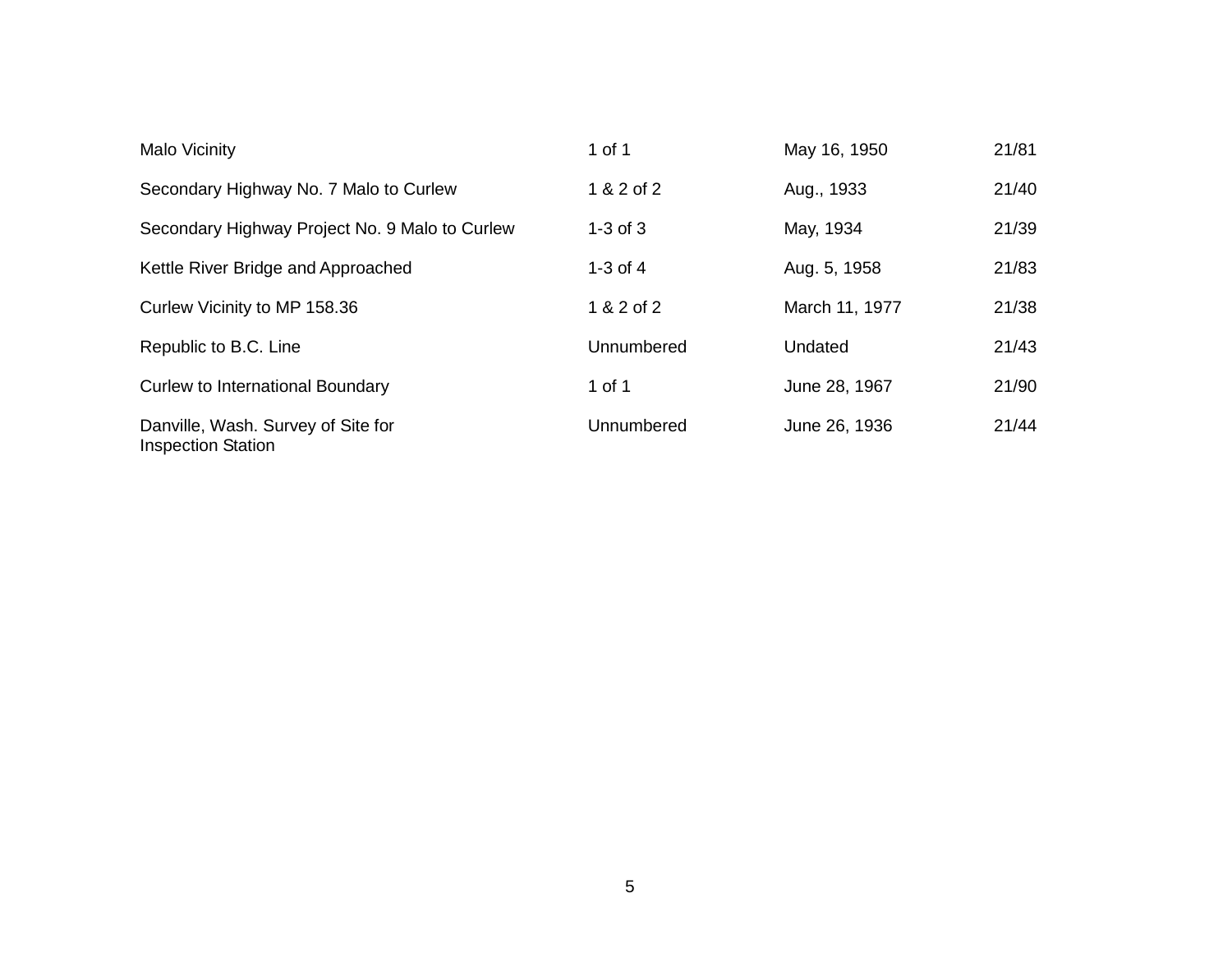| | | | |
|---|---|---|---|
| Malo Vicinity | 1 of 1 | May 16, 1950 | 21/81 |
| Secondary Highway No. 7 Malo to Curlew | 1 & 2 of 2 | Aug., 1933 | 21/40 |
| Secondary Highway Project No. 9 Malo to Curlew | 1-3 of 3 | May, 1934 | 21/39 |
| Kettle River Bridge and Approached | 1-3 of 4 | Aug. 5, 1958 | 21/83 |
| Curlew Vicinity to MP 158.36 | 1 & 2 of 2 | March 11, 1977 | 21/38 |
| Republic to B.C. Line | Unnumbered | Undated | 21/43 |
| Curlew to International Boundary | 1 of 1 | June 28, 1967 | 21/90 |
| Danville, Wash. Survey of Site for Inspection Station | Unnumbered | June 26, 1936 | 21/44 |